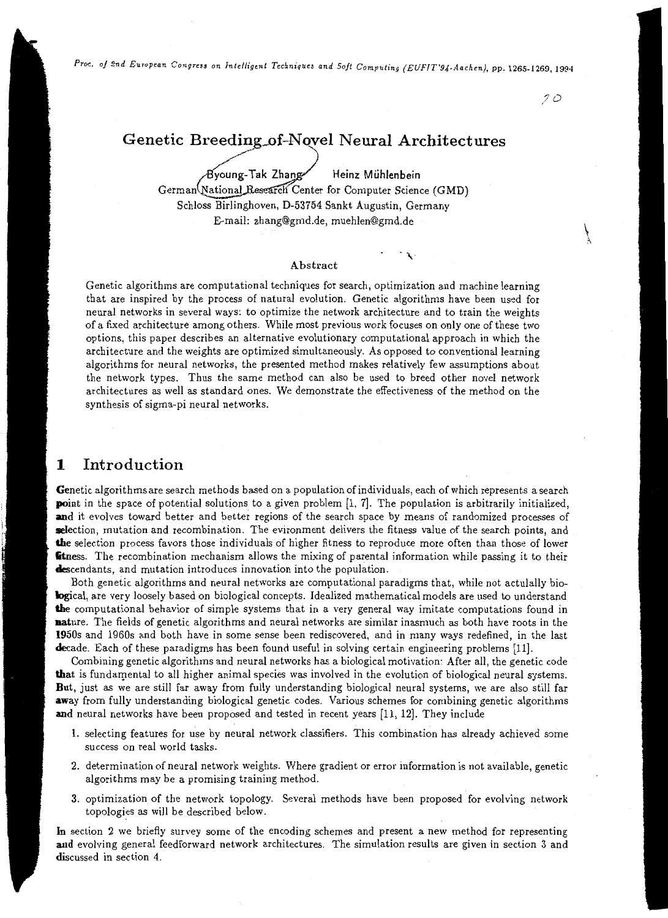*Proc. of 2nd European Congress on Intelligent Techniques and Soft Computing (EUFIT'94-Aachen)*, pp. 1265-1269, 1994

# Genetic Breeding of Novel Neural Architectures

Byoung-Tak Zhang  Heinz Mühlenbein
German National Research Center for Computer Science (GMD)
Schloss Birlinghoven, D-53754 Sankt Augustin, Germany
E-mail: zhang@gmd.de, muehlen@gmd.de

### Abstract

Genetic algorithms are computational techniques for search, optimization and machine learning that are inspired by the process of natural evolution. Genetic algorithms have been used for neural networks in several ways: to optimize the network architecture and to train the weights of a fixed architecture among others. While most previous work focuses on only one of these two options, this paper describes an alternative evolutionary computational approach in which the architecture and the weights are optimized simultaneously. As opposed to conventional learning algorithms for neural networks, the presented method makes relatively few assumptions about the network types. Thus the same method can also be used to breed other novel network architectures as well as standard ones. We demonstrate the effectiveness of the method on the synthesis of sigma-pi neural networks.

## 1 Introduction

Genetic algorithms are search methods based on a population of individuals, each of which represents a search point in the space of potential solutions to a given problem [1, 7]. The population is arbitrarily initialized, and it evolves toward better and better regions of the search space by means of randomized processes of selection, mutation and recombination. The evironment delivers the fitness value of the search points, and the selection process favors those individuals of higher fitness to reproduce more often than those of lower fitness. The recombination mechanism allows the mixing of parental information while passing it to their descendants, and mutation introduces innovation into the population.

Both genetic algorithms and neural networks are computational paradigms that, while not actulally biological, are very loosely based on biological concepts. Idealized mathematical models are used to understand the computational behavior of simple systems that in a very general way imitate computations found in nature. The fields of genetic algorithms and neural networks are similar inasmuch as both have roots in the 1950s and 1960s and both have in some sense been rediscovered, and in many ways redefined, in the last decade. Each of these paradigms has been found useful in solving certain engineering problems [11].

Combining genetic algorithms and neural networks has a biological motivation: After all, the genetic code that is fundamental to all higher animal species was involved in the evolution of biological neural systems. But, just as we are still far away from fully understanding biological neural systems, we are also still far away from fully understanding biological genetic codes. Various schemes for combining genetic algorithms and neural networks have been proposed and tested in recent years [11, 12]. They include

1. selecting features for use by neural network classifiers. This combination has already achieved some success on real world tasks.
2. determination of neural network weights. Where gradient or error information is not available, genetic algorithms may be a promising training method.
3. optimization of the network topology. Several methods have been proposed for evolving network topologies as will be described below.

In section 2 we briefly survey some of the encoding schemes and present a new method for representing and evolving general feedforward network architectures. The simulation results are given in section 3 and discussed in section 4.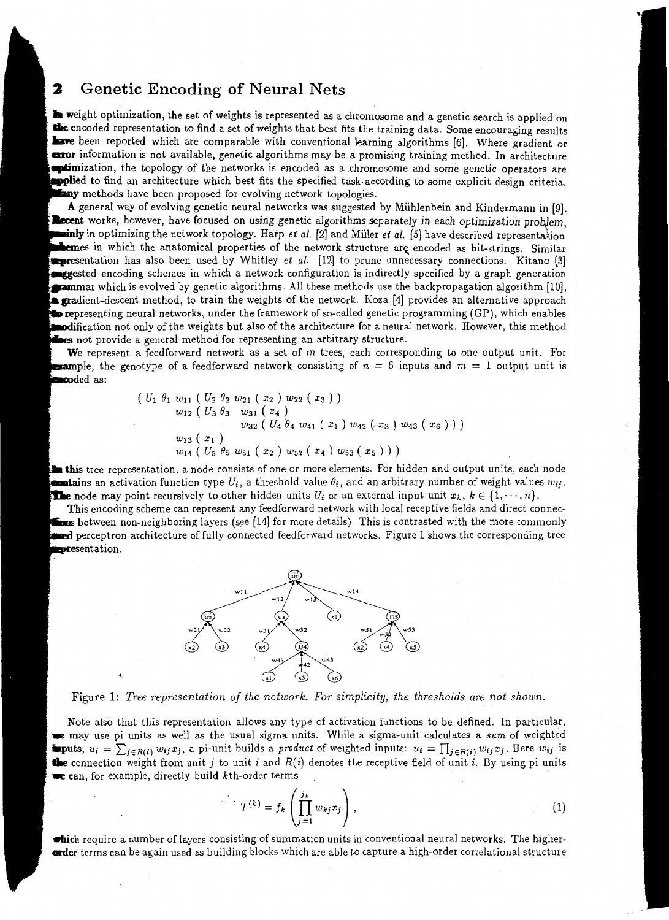## 2 Genetic Encoding of Neural Nets

In weight optimization, the set of weights is represented as a chromosome and a genetic search is applied on the encoded representation to find a set of weights that best fits the training data. Some encouraging results have been reported which are comparable with conventional learning algorithms [6]. Where gradient or error information is not available, genetic algorithms may be a promising training method. In architecture optimization, the topology of the networks is encoded as a chromosome and some genetic operators are applied to find an architecture which best fits the specified task according to some explicit design criteria. Many methods have been proposed for evolving network topologies.

A general way of evolving genetic neural networks was suggested by Mühlenbein and Kindermann in [9]. Recent works, however, have focused on using genetic algorithms separately in each optimization problem, mainly in optimizing the network topology. Harp *et al.* [2] and Miller *et al.* [5] have described representation schemes in which the anatomical properties of the network structure are encoded as bit-strings. Similar representation has also been used by Whitley *et al.* [12] to prune unnecessary connections. Kitano [3] suggested encoding schemes in which a network configuration is indirectly specified by a graph generation grammar which is evolved by genetic algorithms. All these methods use the backpropagation algorithm [10], a gradient-descent method, to train the weights of the network. Koza [4] provides an alternative approach to representing neural networks, under the framework of so-called genetic programming (GP), which enables modification not only of the weights but also of the architecture for a neural network. However, this method does not provide a general method for representing an arbitrary structure.

We represent a feedforward network as a set of $m$ trees, each corresponding to one output unit. For example, the genotype of a feedforward network consisting of $n = 6$ inputs and $m = 1$ output unit is encoded as:

$$
\begin{aligned}
( U_1\ \theta_1\ w_{11}\ ( U_2\ \theta_2\ w_{21}\ ( x_2 )\ w_{22}\ ( x_3 ) )& \\
w_{12}\ ( U_3\ \theta_3\ \ w_{31}\ ( x_4 )& \\
w_{32}\ ( U_4\ \theta_4\ w_{41}\ ( x_1 )\ w_{42}\ ( x_3 )\ w_{43}\ ( x_6 ) ) )& \\
w_{13}\ ( x_1 )& \\
w_{14}\ ( U_5\ \theta_5\ w_{51}\ ( x_2 )\ w_{52}\ ( x_4 )\ w_{53}\ ( x_5 ) ) )&
\end{aligned}
$$

In this tree representation, a node consists of one or more elements. For hidden and output units, each node contains an activation function type $U_i$, a threshold value $\theta_i$, and an arbitrary number of weight values $w_{ij}$. The node may point recursively to other hidden units $U_i$ or an external input unit $x_k$, $k \in \{1, \cdots, n\}$.

This encoding scheme can represent any feedforward network with local receptive fields and direct connections between non-neighboring layers (see [14] for more details). This is contrasted with the more commonly used perceptron architecture of fully connected feedforward networks. Figure 1 shows the corresponding tree representation.

Figure 1: *Tree representation of the network. For simplicity, the thresholds are not shown.*

Note also that this representation allows any type of activation functions to be defined. In particular, we may use pi units as well as the usual sigma units. While a sigma-unit calculates a *sum* of weighted inputs, $u_i = \sum_{j \in R(i)} w_{ij} x_j$, a pi-unit builds a *product* of weighted inputs: $u_i = \prod_{j \in R(i)} w_{ij} x_j$. Here $w_{ij}$ is the connection weight from unit $j$ to unit $i$ and $R(i)$ denotes the receptive field of unit $i$. By using pi units we can, for example, directly build $k$th-order terms

$$
T^{(k)} = f_k \left( \prod_{j=1}^{j_k} w_{kj} x_j \right), \tag{1}
$$

which require a number of layers consisting of summation units in conventional neural networks. The higher-order terms can be again used as building blocks which are able to capture a high-order correlational structure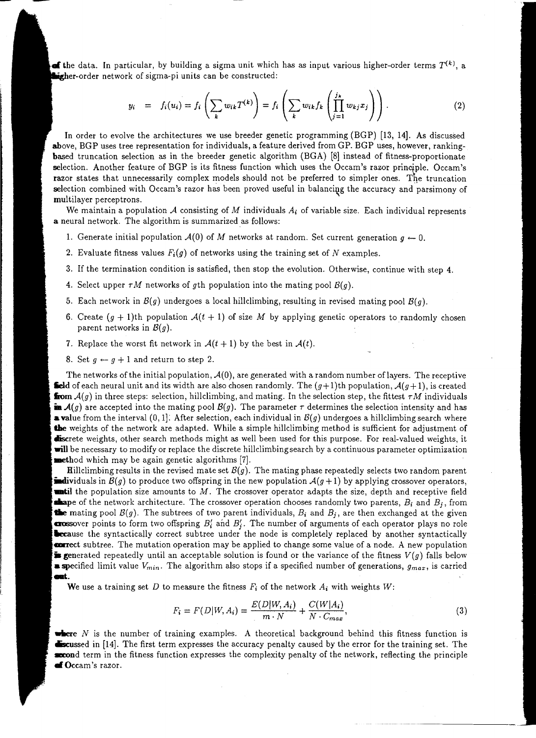of the data. In particular, by building a sigma unit which has as input various higher-order terms $T^{(k)}$, a higher-order network of sigma-pi units can be constructed:

$$y_i = f_i(u_i) = f_i\left(\sum_k w_{ik} T^{(k)}\right) = f_i\left(\sum_k w_{ik} f_k\left(\prod_{j=1}^{j_k} w_{kj} x_j\right)\right). \tag{2}$$

In order to evolve the architectures we use breeder genetic programming (BGP) [13, 14]. As discussed above, BGP uses tree representation for individuals, a feature derived from GP. BGP uses, however, ranking-based truncation selection as in the breeder genetic algorithm (BGA) [8] instead of fitness-proportionate selection. Another feature of BGP is its fitness function which uses the Occam's razor principle. Occam's razor states that unnecessarily complex models should not be preferred to simpler ones. The truncation selection combined with Occam's razor has been proved useful in balancing the accuracy and parsimony of multilayer perceptrons.

We maintain a population $\mathcal{A}$ consisting of $M$ individuals $A_i$ of variable size. Each individual represents a neural network. The algorithm is summarized as follows:

1. Generate initial population $\mathcal{A}(0)$ of $M$ networks at random. Set current generation $g \leftarrow 0$.
2. Evaluate fitness values $F_i(g)$ of networks using the training set of $N$ examples.
3. If the termination condition is satisfied, then stop the evolution. Otherwise, continue with step 4.
4. Select upper $\tau M$ networks of $g$th population into the mating pool $\mathcal{B}(g)$.
5. Each network in $\mathcal{B}(g)$ undergoes a local hillclimbing, resulting in revised mating pool $\mathcal{B}(g)$.
6. Create $(g+1)$th population $\mathcal{A}(t+1)$ of size $M$ by applying genetic operators to randomly chosen parent networks in $\mathcal{B}(g)$.
7. Replace the worst fit network in $\mathcal{A}(t+1)$ by the best in $\mathcal{A}(t)$.
8. Set $g \leftarrow g+1$ and return to step 2.

The networks of the initial population, $\mathcal{A}(0)$, are generated with a random number of layers. The receptive field of each neural unit and its width are also chosen randomly. The $(g+1)$th population, $\mathcal{A}(g+1)$, is created from $\mathcal{A}(g)$ in three steps: selection, hillclimbing, and mating. In the selection step, the fittest $\tau M$ individuals in $\mathcal{A}(g)$ are accepted into the mating pool $\mathcal{B}(g)$. The parameter $\tau$ determines the selection intensity and has a value from the interval $(0, 1]$. After selection, each individual in $\mathcal{B}(g)$ undergoes a hillclimbing search where the weights of the network are adapted. While a simple hillclimbing method is sufficient for adjustment of discrete weights, other search methods might as well been used for this purpose. For real-valued weights, it will be necessary to modify or replace the discrete hillclimbing search by a continuous parameter optimization method which may be again genetic algorithms [7].

Hillclimbing results in the revised mate set $\mathcal{B}(g)$. The mating phase repeatedly selects two random parent individuals in $\mathcal{B}(g)$ to produce two offspring in the new population $\mathcal{A}(g+1)$ by applying crossover operators, until the population size amounts to $M$. The crossover operator adapts the size, depth and receptive field shape of the network architecture. The crossover operation chooses randomly two parents, $B_i$ and $B_j$, from the mating pool $\mathcal{B}(g)$. The subtrees of two parent individuals, $B_i$ and $B_j$, are then exchanged at the given crossover points to form two offspring $B_i'$ and $B_j'$. The number of arguments of each operator plays no role because the syntactically correct subtree under the node is completely replaced by another syntactically correct subtree. The mutation operation may be applied to change some value of a node. A new population is generated repeatedly until an acceptable solution is found or the variance of the fitness $V(g)$ falls below a specified limit value $V_{min}$. The algorithm also stops if a specified number of generations, $g_{max}$, is carried out.

We use a training set $D$ to measure the fitness $F_i$ of the network $A_i$ with weights $W$:

$$F_i = F(D|W, A_i) = \frac{E(D|W, A_i)}{m \cdot N} + \frac{C(W|A_i)}{N \cdot C_{max}}, \tag{3}$$

where $N$ is the number of training examples. A theoretical background behind this fitness function is discussed in [14]. The first term expresses the accuracy penalty caused by the error for the training set. The second term in the fitness function expresses the complexity penalty of the network, reflecting the principle of Occam's razor.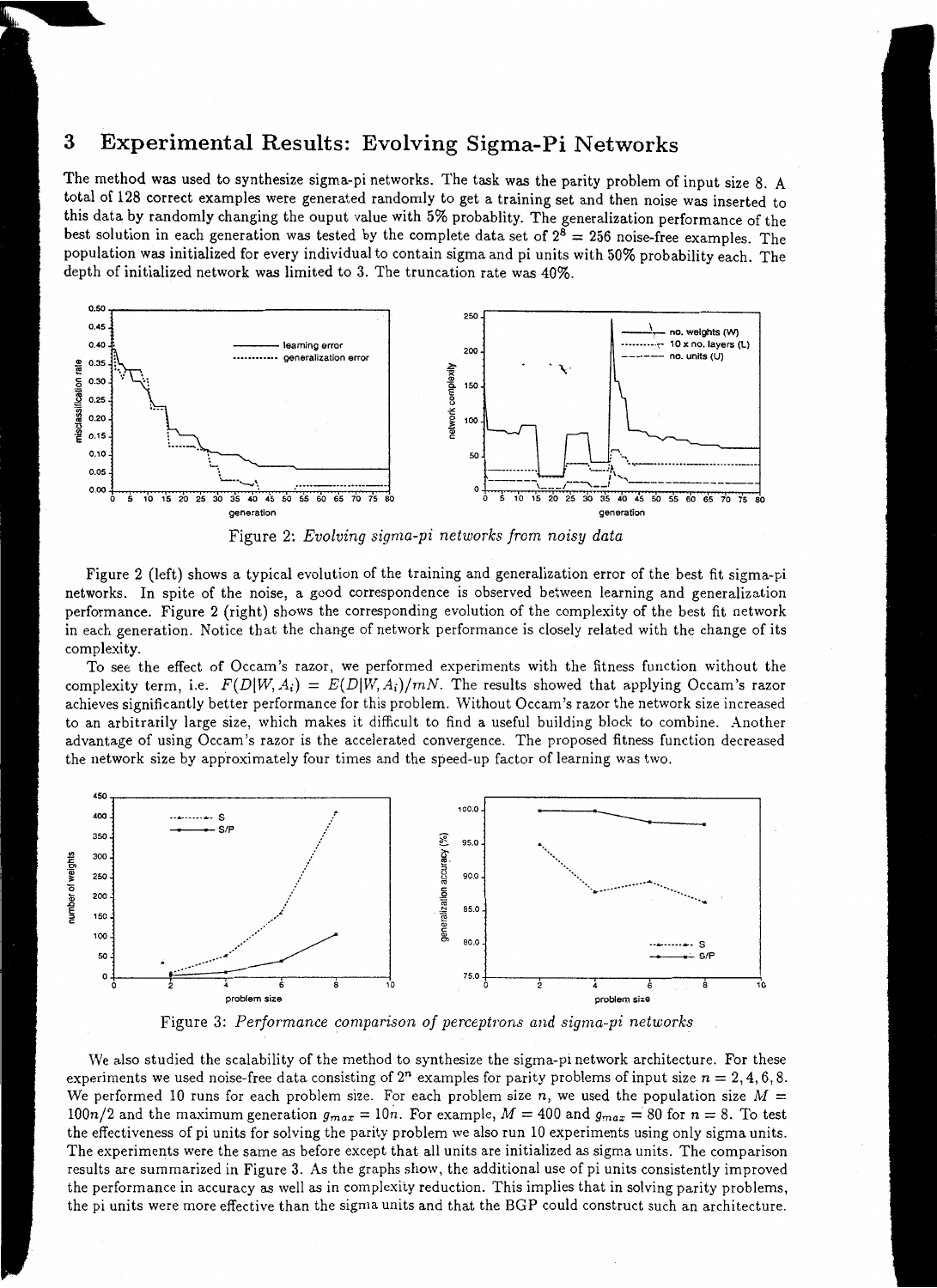## 3 Experimental Results: Evolving Sigma-Pi Networks

The method was used to synthesize sigma-pi networks. The task was the parity problem of input size 8. A total of 128 correct examples were generated randomly to get a training set and then noise was inserted to this data by randomly changing the ouput value with 5% probablity. The generalization performance of the best solution in each generation was tested by the complete data set of $2^8 = 256$ noise-free examples. The population was initialized for every individual to contain sigma and pi units with 50% probability each. The depth of initialized network was limited to 3. The truncation rate was 40%.

Figure 2: *Evolving sigma-pi networks from noisy data*

Figure 2 (left) shows a typical evolution of the training and generalization error of the best fit sigma-pi networks. In spite of the noise, a good correspondence is observed between learning and generalization performance. Figure 2 (right) shows the corresponding evolution of the complexity of the best fit network in each generation. Notice that the change of network performance is closely related with the change of its complexity.

To see the effect of Occam's razor, we performed experiments with the fitness function without the complexity term, i.e. $F(D|W, A_i) = E(D|W, A_i)/mN$. The results showed that applying Occam's razor achieves significantly better performance for this problem. Without Occam's razor the network size increased to an arbitrarily large size, which makes it difficult to find a useful building block to combine. Another advantage of using Occam's razor is the accelerated convergence. The proposed fitness function decreased the network size by approximately four times and the speed-up factor of learning was two.

Figure 3: *Performance comparison of perceptrons and sigma-pi networks*

We also studied the scalability of the method to synthesize the sigma-pi network architecture. For these experiments we used noise-free data consisting of $2^n$ examples for parity problems of input size $n = 2, 4, 6, 8$. We performed 10 runs for each problem size. For each problem size $n$, we used the population size $M = 100n/2$ and the maximum generation $g_{max} = 10n$. For example, $M = 400$ and $g_{max} = 80$ for $n = 8$. To test the effectiveness of pi units for solving the parity problem we also run 10 experiments using only sigma units. The experiments were the same as before except that all units are initialized as sigma units. The comparison results are summarized in Figure 3. As the graphs show, the additional use of pi units consistently improved the performance in accuracy as well as in complexity reduction. This implies that in solving parity problems, the pi units were more effective than the sigma units and that the BGP could construct such an architecture.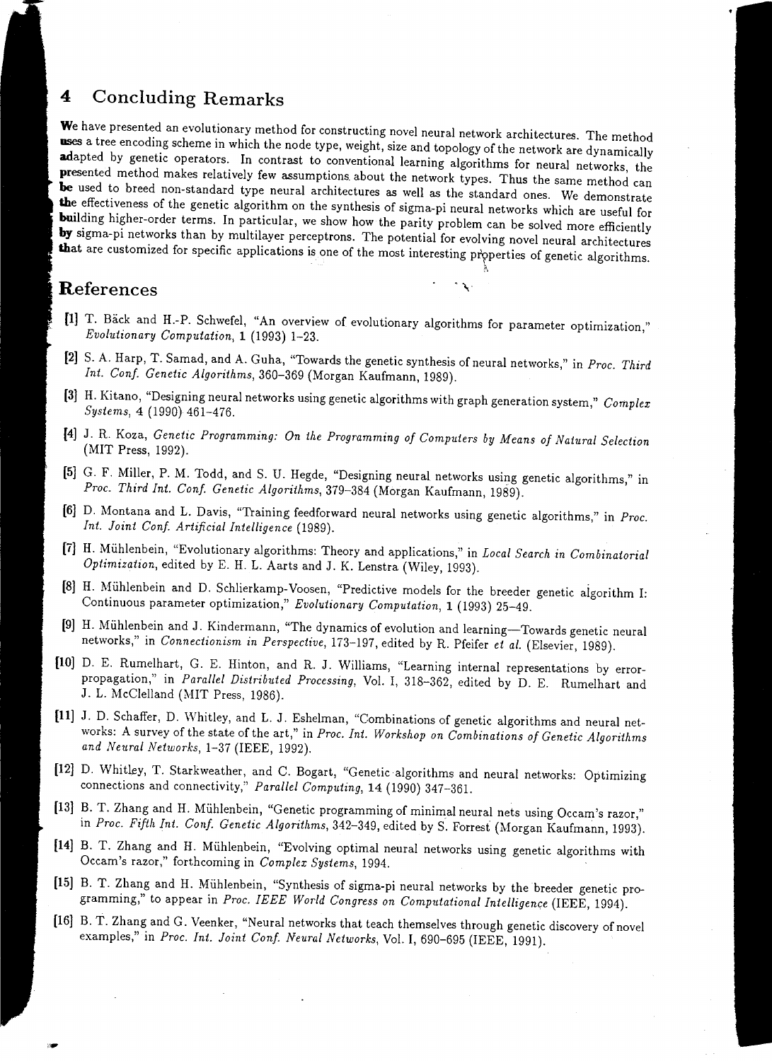## 4 Concluding Remarks

We have presented an evolutionary method for constructing novel neural network architectures. The method uses a tree encoding scheme in which the node type, weight, size and topology of the network are dynamically adapted by genetic operators. In contrast to conventional learning algorithms for neural networks, the presented method makes relatively few assumptions about the network types. Thus the same method can be used to breed non-standard type neural architectures as well as the standard ones. We demonstrate the effectiveness of the genetic algorithm on the synthesis of sigma-pi neural networks which are useful for building higher-order terms. In particular, we show how the parity problem can be solved more efficiently by sigma-pi networks than by multilayer perceptrons. The potential for evolving novel neural architectures that are customized for specific applications is one of the most interesting properties of genetic algorithms.

## References

[1] T. Bäck and H.-P. Schwefel, "An overview of evolutionary algorithms for parameter optimization," *Evolutionary Computation*, **1** (1993) 1–23.

[2] S. A. Harp, T. Samad, and A. Guha, "Towards the genetic synthesis of neural networks," in *Proc. Third Int. Conf. Genetic Algorithms*, 360–369 (Morgan Kaufmann, 1989).

[3] H. Kitano, "Designing neural networks using genetic algorithms with graph generation system," *Complex Systems*, 4 (1990) 461–476.

[4] J. R. Koza, *Genetic Programming: On the Programming of Computers by Means of Natural Selection* (MIT Press, 1992).

[5] G. F. Miller, P. M. Todd, and S. U. Hegde, "Designing neural networks using genetic algorithms," in *Proc. Third Int. Conf. Genetic Algorithms*, 379–384 (Morgan Kaufmann, 1989).

[6] D. Montana and L. Davis, "Training feedforward neural networks using genetic algorithms," in *Proc. Int. Joint Conf. Artificial Intelligence* (1989).

[7] H. Mühlenbein, "Evolutionary algorithms: Theory and applications," in *Local Search in Combinatorial Optimization*, edited by E. H. L. Aarts and J. K. Lenstra (Wiley, 1993).

[8] H. Mühlenbein and D. Schlierkamp-Voosen, "Predictive models for the breeder genetic algorithm I: Continuous parameter optimization," *Evolutionary Computation*, **1** (1993) 25–49.

[9] H. Mühlenbein and J. Kindermann, "The dynamics of evolution and learning—Towards genetic neural networks," in *Connectionism in Perspective*, 173–197, edited by R. Pfeifer *et al.* (Elsevier, 1989).

[10] D. E. Rumelhart, G. E. Hinton, and R. J. Williams, "Learning internal representations by error-propagation," in *Parallel Distributed Processing*, Vol. I, 318–362, edited by D. E. Rumelhart and J. L. McClelland (MIT Press, 1986).

[11] J. D. Schaffer, D. Whitley, and L. J. Eshelman, "Combinations of genetic algorithms and neural networks: A survey of the state of the art," in *Proc. Int. Workshop on Combinations of Genetic Algorithms and Neural Networks*, 1–37 (IEEE, 1992).

[12] D. Whitley, T. Starkweather, and C. Bogart, "Genetic algorithms and neural networks: Optimizing connections and connectivity," *Parallel Computing*, **14** (1990) 347–361.

[13] B. T. Zhang and H. Mühlenbein, "Genetic programming of minimal neural nets using Occam's razor," in *Proc. Fifth Int. Conf. Genetic Algorithms*, 342–349, edited by S. Forrest (Morgan Kaufmann, 1993).

[14] B. T. Zhang and H. Mühlenbein, "Evolving optimal neural networks using genetic algorithms with Occam's razor," forthcoming in *Complex Systems*, 1994.

[15] B. T. Zhang and H. Mühlenbein, "Synthesis of sigma-pi neural networks by the breeder genetic programming," to appear in *Proc. IEEE World Congress on Computational Intelligence* (IEEE, 1994).

[16] B. T. Zhang and G. Veenker, "Neural networks that teach themselves through genetic discovery of novel examples," in *Proc. Int. Joint Conf. Neural Networks*, Vol. I, 690–695 (IEEE, 1991).